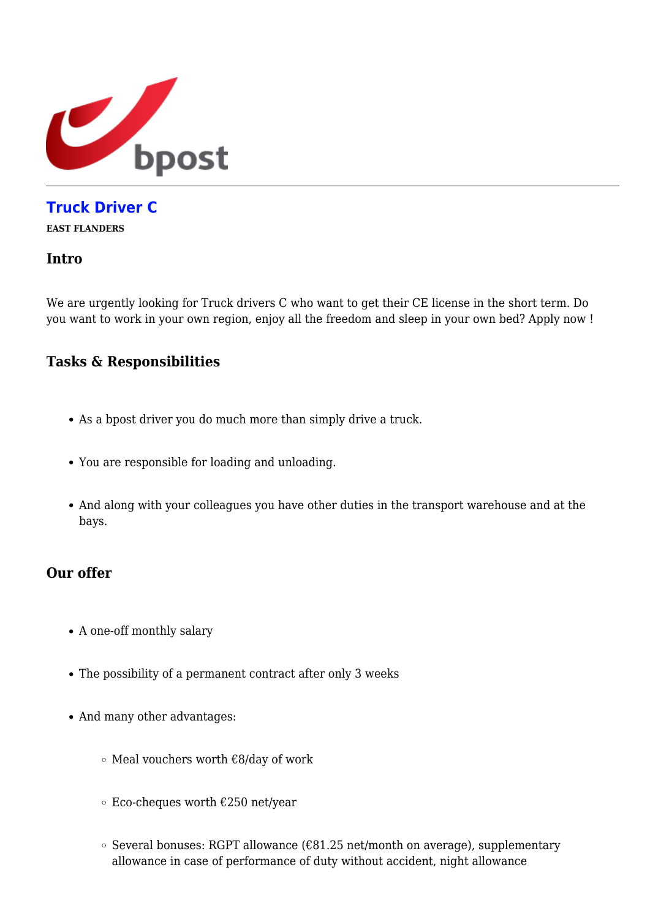# Truck Driver C

**EAST FLANDERS**

## Intro

We are urgently looking for Truck drivers C who want to get their CE license in the short term. Do you want to work in your own region, enjoy all the freedom and sleep in your own bed? Apply now !

## Tasks & Responsibilities

- As a bpost driver you do much more than simply drive a truck.
- You are responsible for loading and unloading.
- And along with your colleagues you have other duties in the transport warehouse and at the bays.

## Our offer

- A one-off monthly salary
- The possibility of a permanent contract after only 3 weeks
- And many other advantages:
  - Meal vouchers worth €8/day of work
  - Eco-cheques worth €250 net/year
  - Several bonuses: RGPT allowance (€81.25 net/month on average), supplementary allowance in case of performance of duty without accident, night allowance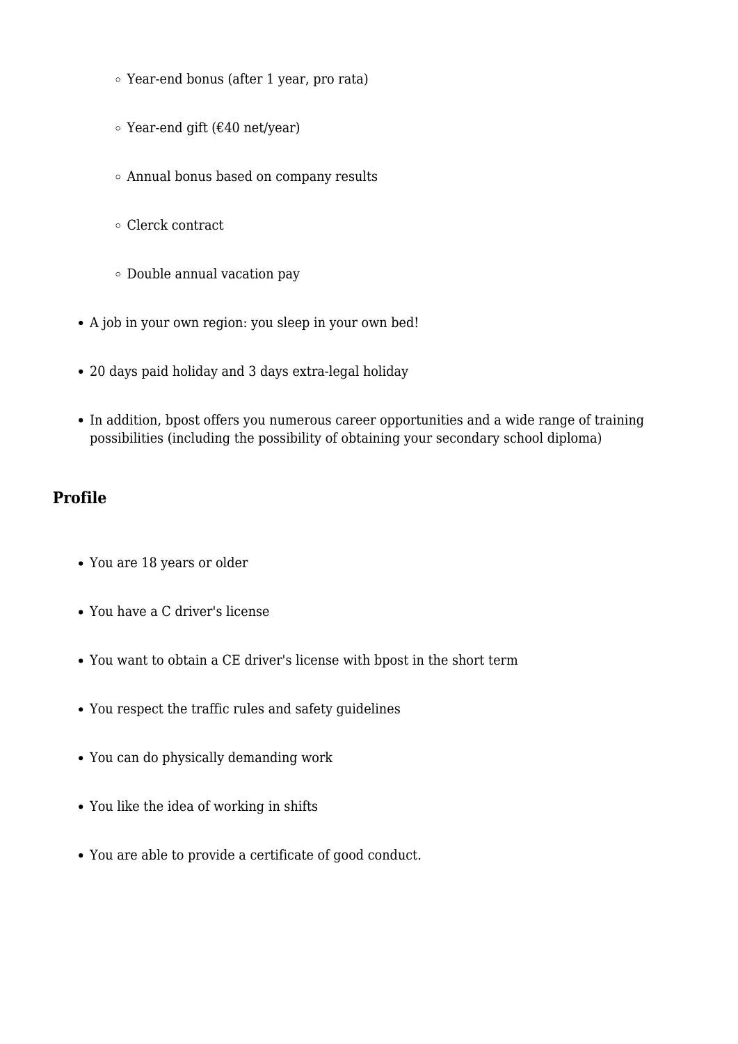- Year-end bonus (after 1 year, pro rata)
  - Year-end gift (€40 net/year)
  - Annual bonus based on company results
  - Clerck contract
  - Double annual vacation pay
- A job in your own region: you sleep in your own bed!
- 20 days paid holiday and 3 days extra-legal holiday
- In addition, bpost offers you numerous career opportunities and a wide range of training possibilities (including the possibility of obtaining your secondary school diploma)

## Profile

- You are 18 years or older
- You have a C driver's license
- You want to obtain a CE driver's license with bpost in the short term
- You respect the traffic rules and safety guidelines
- You can do physically demanding work
- You like the idea of working in shifts
- You are able to provide a certificate of good conduct.